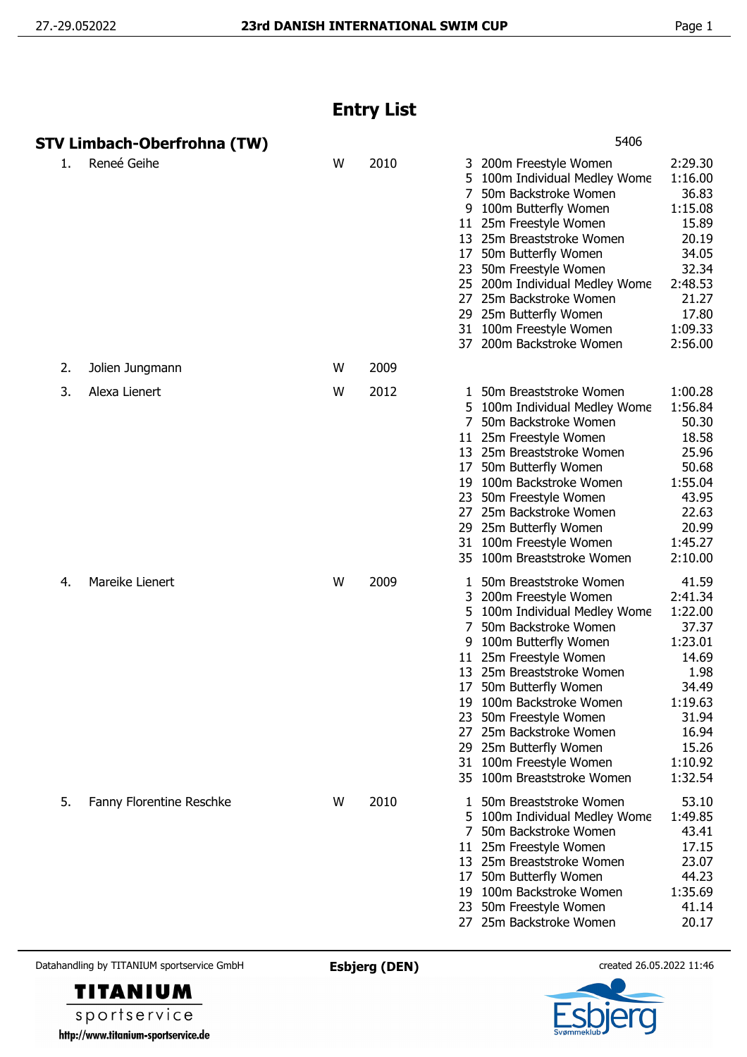# Entry List

## STV Limbach-Oberfrohna (TW)

5406

| No. | Name | Gender | Year | Event | Event Name | Time |
|---|---|---|---|---|---|---|
| 1. | Reneé Geihe | W | 2010 | 3 | 200m Freestyle Women | 2:29.30 |
| | | | | 5 | 100m Individual Medley Wome | 1:16.00 |
| | | | | 7 | 50m Backstroke Women | 36.83 |
| | | | | 9 | 100m Butterfly Women | 1:15.08 |
| | | | | 11 | 25m Freestyle Women | 15.89 |
| | | | | 13 | 25m Breaststroke Women | 20.19 |
| | | | | 17 | 50m Butterfly Women | 34.05 |
| | | | | 23 | 50m Freestyle Women | 32.34 |
| | | | | 25 | 200m Individual Medley Wome | 2:48.53 |
| | | | | 27 | 25m Backstroke Women | 21.27 |
| | | | | 29 | 25m Butterfly Women | 17.80 |
| | | | | 31 | 100m Freestyle Women | 1:09.33 |
| | | | | 37 | 200m Backstroke Women | 2:56.00 |
| 2. | Jolien Jungmann | W | 2009 | | | |
| 3. | Alexa Lienert | W | 2012 | 1 | 50m Breaststroke Women | 1:00.28 |
| | | | | 5 | 100m Individual Medley Wome | 1:56.84 |
| | | | | 7 | 50m Backstroke Women | 50.30 |
| | | | | 11 | 25m Freestyle Women | 18.58 |
| | | | | 13 | 25m Breaststroke Women | 25.96 |
| | | | | 17 | 50m Butterfly Women | 50.68 |
| | | | | 19 | 100m Backstroke Women | 1:55.04 |
| | | | | 23 | 50m Freestyle Women | 43.95 |
| | | | | 27 | 25m Backstroke Women | 22.63 |
| | | | | 29 | 25m Butterfly Women | 20.99 |
| | | | | 31 | 100m Freestyle Women | 1:45.27 |
| | | | | 35 | 100m Breaststroke Women | 2:10.00 |
| 4. | Mareike Lienert | W | 2009 | 1 | 50m Breaststroke Women | 41.59 |
| | | | | 3 | 200m Freestyle Women | 2:41.34 |
| | | | | 5 | 100m Individual Medley Wome | 1:22.00 |
| | | | | 7 | 50m Backstroke Women | 37.37 |
| | | | | 9 | 100m Butterfly Women | 1:23.01 |
| | | | | 11 | 25m Freestyle Women | 14.69 |
| | | | | 13 | 25m Breaststroke Women | 1.98 |
| | | | | 17 | 50m Butterfly Women | 34.49 |
| | | | | 19 | 100m Backstroke Women | 1:19.63 |
| | | | | 23 | 50m Freestyle Women | 31.94 |
| | | | | 27 | 25m Backstroke Women | 16.94 |
| | | | | 29 | 25m Butterfly Women | 15.26 |
| | | | | 31 | 100m Freestyle Women | 1:10.92 |
| | | | | 35 | 100m Breaststroke Women | 1:32.54 |
| 5. | Fanny Florentine Reschke | W | 2010 | 1 | 50m Breaststroke Women | 53.10 |
| | | | | 5 | 100m Individual Medley Wome | 1:49.85 |
| | | | | 7 | 50m Backstroke Women | 43.41 |
| | | | | 11 | 25m Freestyle Women | 17.15 |
| | | | | 13 | 25m Breaststroke Women | 23.07 |
| | | | | 17 | 50m Butterfly Women | 44.23 |
| | | | | 19 | 100m Backstroke Women | 1:35.69 |
| | | | | 23 | 50m Freestyle Women | 41.14 |
| | | | | 27 | 25m Backstroke Women | 20.17 |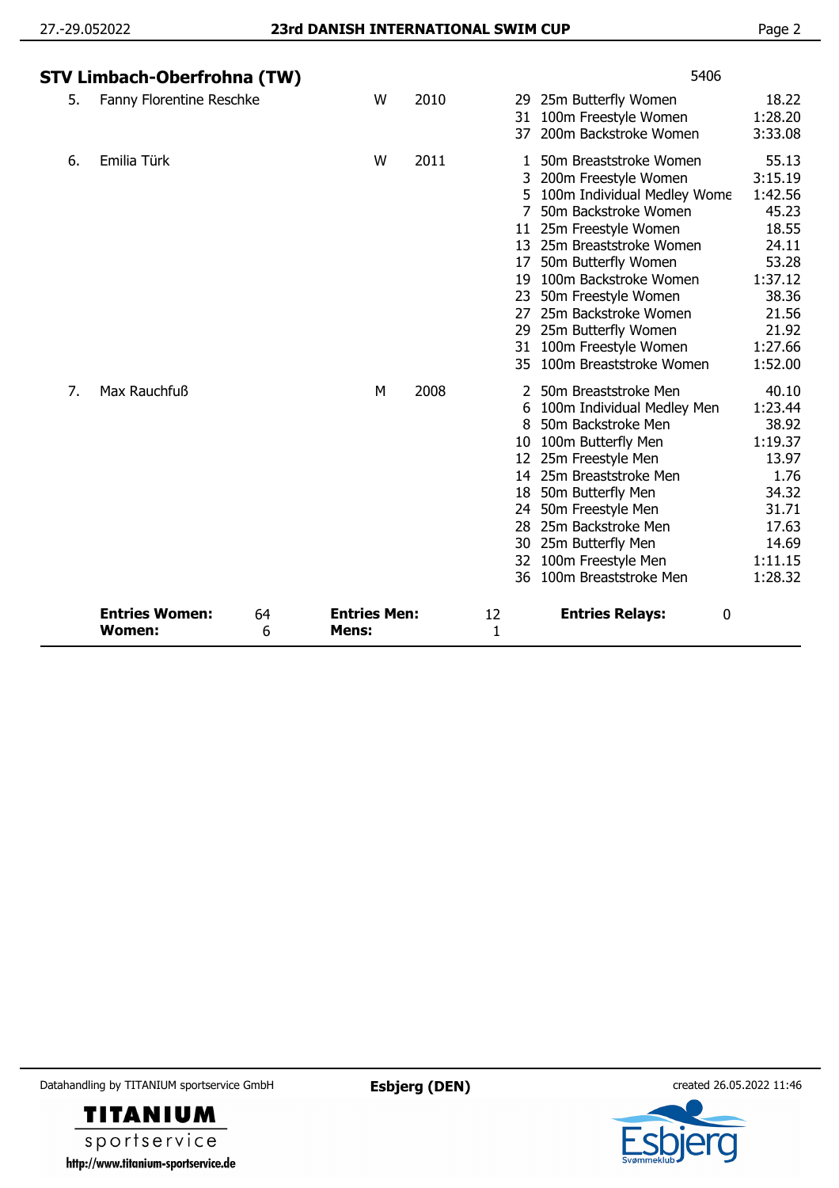## STV Limbach-Oberfrohna (TW)

5406

| | | | | | | |
|---|---|---|---|---|---|---|
| 5. | Fanny Florentine Reschke | W | 2010 | 29 | 25m Butterfly Women | 18.22 |
| | | | | 31 | 100m Freestyle Women | 1:28.20 |
| | | | | 37 | 200m Backstroke Women | 3:33.08 |
| 6. | Emilia Türk | W | 2011 | 1 | 50m Breaststroke Women | 55.13 |
| | | | | 3 | 200m Freestyle Women | 3:15.19 |
| | | | | 5 | 100m Individual Medley Wome | 1:42.56 |
| | | | | 7 | 50m Backstroke Women | 45.23 |
| | | | | 11 | 25m Freestyle Women | 18.55 |
| | | | | 13 | 25m Breaststroke Women | 24.11 |
| | | | | 17 | 50m Butterfly Women | 53.28 |
| | | | | 19 | 100m Backstroke Women | 1:37.12 |
| | | | | 23 | 50m Freestyle Women | 38.36 |
| | | | | 27 | 25m Backstroke Women | 21.56 |
| | | | | 29 | 25m Butterfly Women | 21.92 |
| | | | | 31 | 100m Freestyle Women | 1:27.66 |
| | | | | 35 | 100m Breaststroke Women | 1:52.00 |
| 7. | Max Rauchfuß | M | 2008 | 2 | 50m Breaststroke Men | 40.10 |
| | | | | 6 | 100m Individual Medley Men | 1:23.44 |
| | | | | 8 | 50m Backstroke Men | 38.92 |
| | | | | 10 | 100m Butterfly Men | 1:19.37 |
| | | | | 12 | 25m Freestyle Men | 13.97 |
| | | | | 14 | 25m Breaststroke Men | 1.76 |
| | | | | 18 | 50m Butterfly Men | 34.32 |
| | | | | 24 | 50m Freestyle Men | 31.71 |
| | | | | 28 | 25m Backstroke Men | 17.63 |
| | | | | 30 | 25m Butterfly Men | 14.69 |
| | | | | 32 | 100m Freestyle Men | 1:11.15 |
| | | | | 36 | 100m Breaststroke Men | 1:28.32 |

| | | | | | |
|---|---|---|---|---|---|
| **Entries Women:** | 64 | **Entries Men:** | 12 | **Entries Relays:** | 0 |
| **Women:** | 6 | **Mens:** | 1 | | |

Datahandling by TITANIUM sportservice GmbH — **Esbjerg (DEN)** — created 26.05.2022 11:46

http://www.titanium-sportservice.de